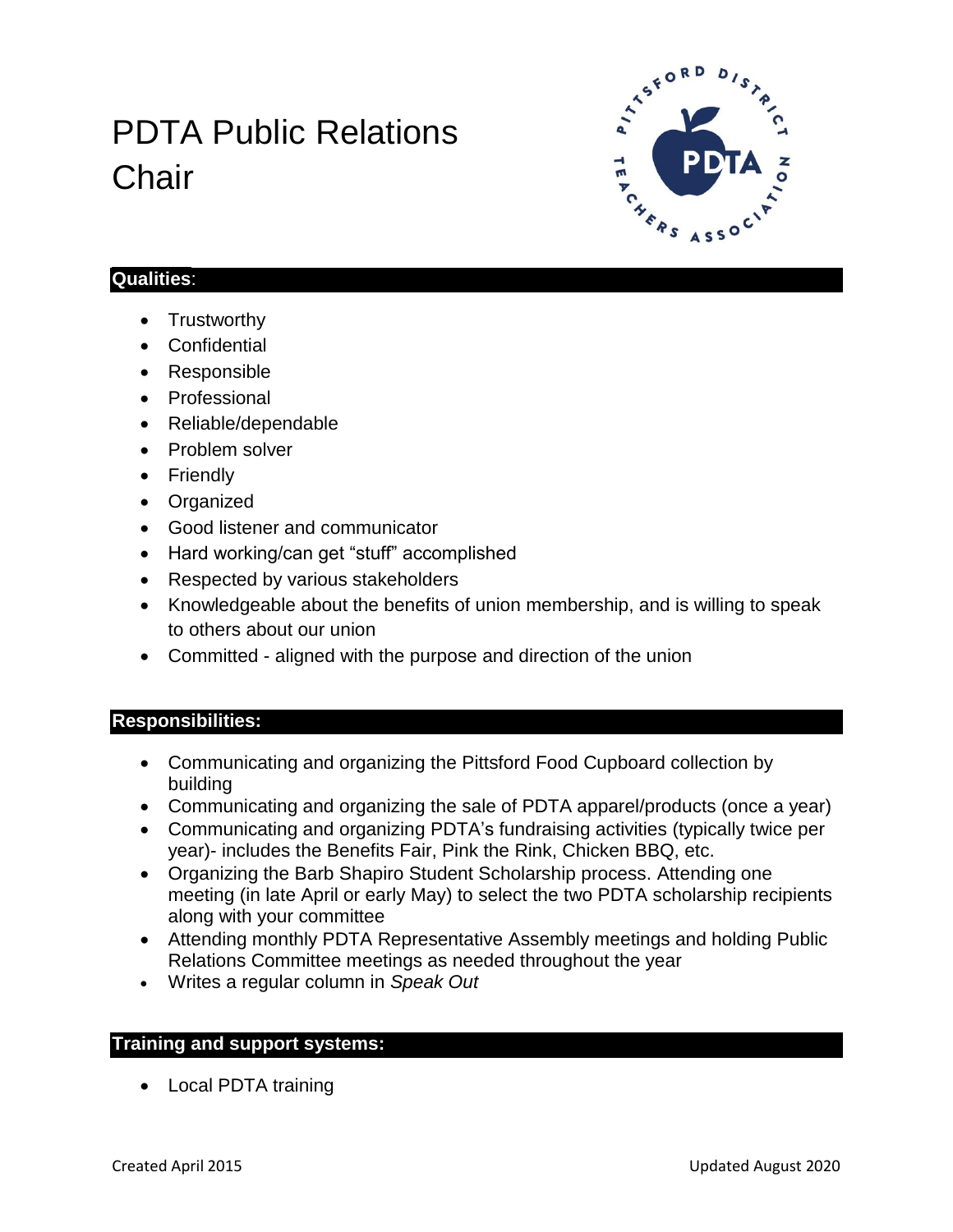# PDTA Public Relations Chair

## Qualities:

- Trustworthy
- Confidential
- Responsible
- Professional
- Reliable/dependable
- Problem solver
- Friendly
- Organized
- Good listener and communicator
- Hard working/can get "stuff" accomplished
- Respected by various stakeholders
- Knowledgeable about the benefits of union membership, and is willing to speak to others about our union
- Committed - aligned with the purpose and direction of the union

## Responsibilities:

- Communicating and organizing the Pittsford Food Cupboard collection by building
- Communicating and organizing the sale of PDTA apparel/products (once a year)
- Communicating and organizing PDTA's fundraising activities (typically twice per year)- includes the Benefits Fair, Pink the Rink, Chicken BBQ, etc.
- Organizing the Barb Shapiro Student Scholarship process. Attending one meeting (in late April or early May) to select the two PDTA scholarship recipients along with your committee
- Attending monthly PDTA Representative Assembly meetings and holding Public Relations Committee meetings as needed throughout the year
- Writes a regular column in *Speak Out*

## Training and support systems:

- Local PDTA training

Created April 2015 Updated August 2020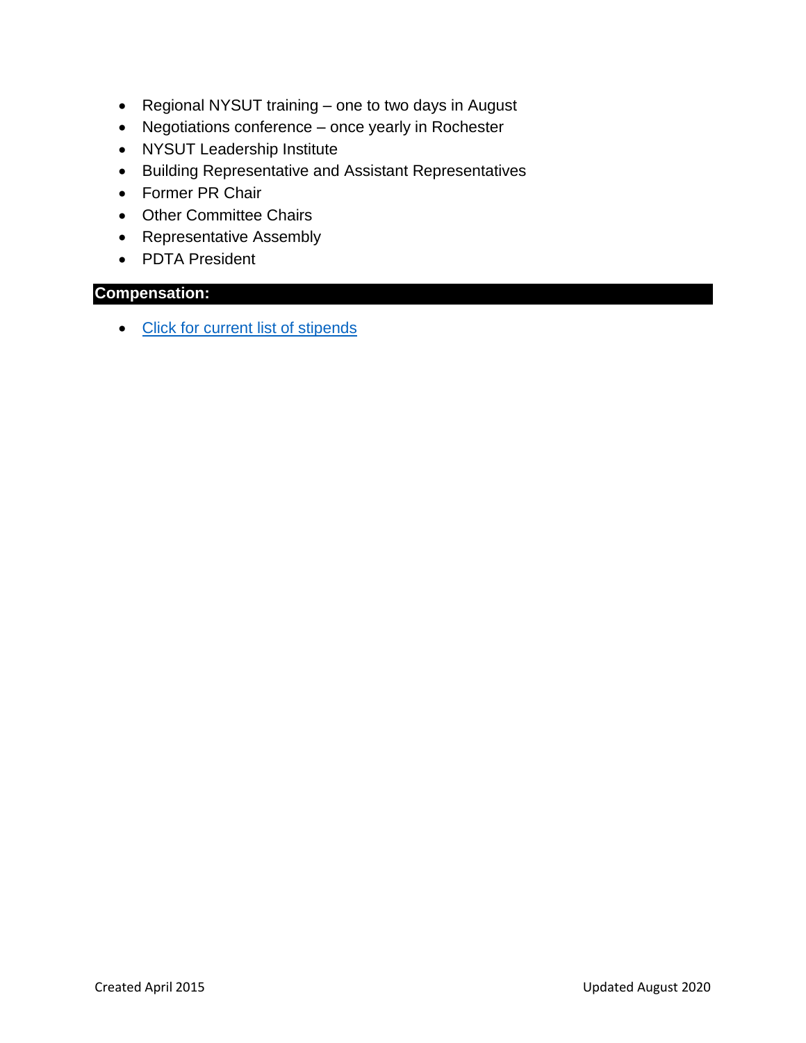- Regional NYSUT training – one to two days in August
- Negotiations conference – once yearly in Rochester
- NYSUT Leadership Institute
- Building Representative and Assistant Representatives
- Former PR Chair
- Other Committee Chairs
- Representative Assembly
- PDTA President

## Compensation:

- Click for current list of stipends

Created April 2015 Updated August 2020